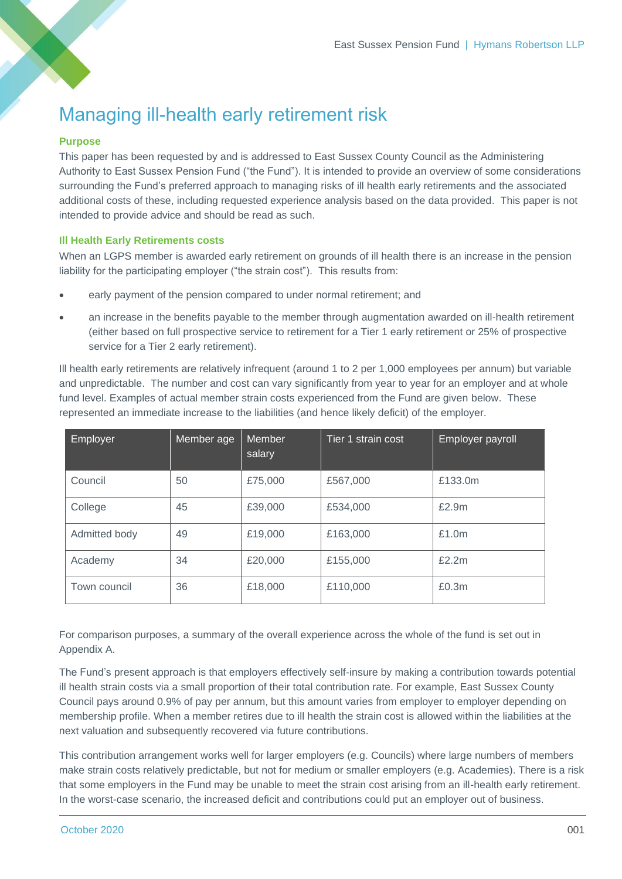# Managing ill-health early retirement risk

### Purpose

This paper has been requested by and is addressed to East Sussex County Council as the Administering Authority to East Sussex Pension Fund ("the Fund"). It is intended to provide an overview of some considerations surrounding the Fund's preferred approach to managing risks of ill health early retirements and the associated additional costs of these, including requested experience analysis based on the data provided. This paper is not intended to provide advice and should be read as such.

### Ill Health Early Retirements costs

When an LGPS member is awarded early retirement on grounds of ill health there is an increase in the pension liability for the participating employer ("the strain cost"). This results from:

- early payment of the pension compared to under normal retirement; and
- an increase in the benefits payable to the member through augmentation awarded on ill-health retirement (either based on full prospective service to retirement for a Tier 1 early retirement or 25% of prospective service for a Tier 2 early retirement).

Ill health early retirements are relatively infrequent (around 1 to 2 per 1,000 employees per annum) but variable and unpredictable. The number and cost can vary significantly from year to year for an employer and at whole fund level. Examples of actual member strain costs experienced from the Fund are given below. These represented an immediate increase to the liabilities (and hence likely deficit) of the employer.

| Employer | Member age | Member salary | Tier 1 strain cost | Employer payroll |
|---|---|---|---|---|
| Council | 50 | £75,000 | £567,000 | £133.0m |
| College | 45 | £39,000 | £534,000 | £2.9m |
| Admitted body | 49 | £19,000 | £163,000 | £1.0m |
| Academy | 34 | £20,000 | £155,000 | £2.2m |
| Town council | 36 | £18,000 | £110,000 | £0.3m |

For comparison purposes, a summary of the overall experience across the whole of the fund is set out in Appendix A.

The Fund's present approach is that employers effectively self-insure by making a contribution towards potential ill health strain costs via a small proportion of their total contribution rate. For example, East Sussex County Council pays around 0.9% of pay per annum, but this amount varies from employer to employer depending on membership profile. When a member retires due to ill health the strain cost is allowed within the liabilities at the next valuation and subsequently recovered via future contributions.

This contribution arrangement works well for larger employers (e.g. Councils) where large numbers of members make strain costs relatively predictable, but not for medium or smaller employers (e.g. Academies). There is a risk that some employers in the Fund may be unable to meet the strain cost arising from an ill-health early retirement. In the worst-case scenario, the increased deficit and contributions could put an employer out of business.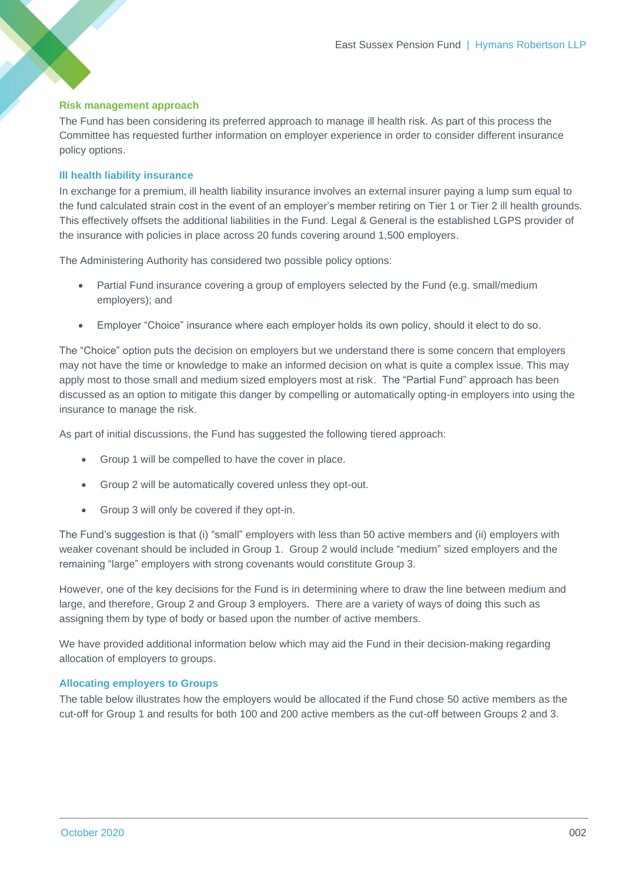### Risk management approach

The Fund has been considering its preferred approach to manage ill health risk. As part of this process the Committee has requested further information on employer experience in order to consider different insurance policy options.

### Ill health liability insurance

In exchange for a premium, ill health liability insurance involves an external insurer paying a lump sum equal to the fund calculated strain cost in the event of an employer's member retiring on Tier 1 or Tier 2 ill health grounds. This effectively offsets the additional liabilities in the Fund. Legal & General is the established LGPS provider of the insurance with policies in place across 20 funds covering around 1,500 employers.

The Administering Authority has considered two possible policy options:

- Partial Fund insurance covering a group of employers selected by the Fund (e.g. small/medium employers); and
- Employer "Choice" insurance where each employer holds its own policy, should it elect to do so.

The "Choice" option puts the decision on employers but we understand there is some concern that employers may not have the time or knowledge to make an informed decision on what is quite a complex issue. This may apply most to those small and medium sized employers most at risk. The "Partial Fund" approach has been discussed as an option to mitigate this danger by compelling or automatically opting-in employers into using the insurance to manage the risk.

As part of initial discussions, the Fund has suggested the following tiered approach:

- Group 1 will be compelled to have the cover in place.
- Group 2 will be automatically covered unless they opt-out.
- Group 3 will only be covered if they opt-in.

The Fund's suggestion is that (i) "small" employers with less than 50 active members and (ii) employers with weaker covenant should be included in Group 1. Group 2 would include "medium" sized employers and the remaining "large" employers with strong covenants would constitute Group 3.

However, one of the key decisions for the Fund is in determining where to draw the line between medium and large, and therefore, Group 2 and Group 3 employers. There are a variety of ways of doing this such as assigning them by type of body or based upon the number of active members.

We have provided additional information below which may aid the Fund in their decision-making regarding allocation of employers to groups.

### Allocating employers to Groups

The table below illustrates how the employers would be allocated if the Fund chose 50 active members as the cut-off for Group 1 and results for both 100 and 200 active members as the cut-off between Groups 2 and 3.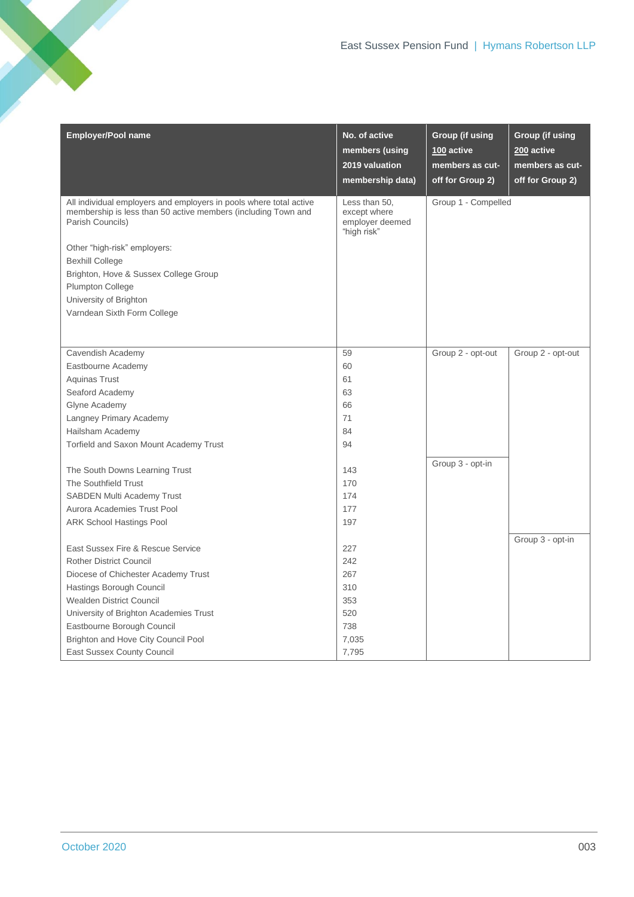| Employer/Pool name | No. of active members (using 2019 valuation membership data) | Group (if using 100 active members as cut-off for Group 2) | Group (if using 200 active members as cut-off for Group 2) |
|---|---|---|---|
| All individual employers and employers in pools where total active membership is less than 50 active members (including Town and Parish Councils) | Less than 50, except where employer deemed "high risk" | Group 1 - Compelled | |
| Other "high-risk" employers: | | | |
| Bexhill College | | | |
| Brighton, Hove & Sussex College Group | | | |
| Plumpton College | | | |
| University of Brighton | | | |
| Varndean Sixth Form College | | | |
| Cavendish Academy | 59 | Group 2 - opt-out | Group 2 - opt-out |
| Eastbourne Academy | 60 | | |
| Aquinas Trust | 61 | | |
| Seaford Academy | 63 | | |
| Glyne Academy | 66 | | |
| Langney Primary Academy | 71 | | |
| Hailsham Academy | 84 | | |
| Torfield and Saxon Mount Academy Trust | 94 | | |
| The South Downs Learning Trust | 143 | Group 3 - opt-in | |
| The Southfield Trust | 170 | | |
| SABDEN Multi Academy Trust | 174 | | |
| Aurora Academies Trust Pool | 177 | | |
| ARK School Hastings Pool | 197 | | |
| East Sussex Fire & Rescue Service | 227 | | Group 3 - opt-in |
| Rother District Council | 242 | | |
| Diocese of Chichester Academy Trust | 267 | | |
| Hastings Borough Council | 310 | | |
| Wealden District Council | 353 | | |
| University of Brighton Academies Trust | 520 | | |
| Eastbourne Borough Council | 738 | | |
| Brighton and Hove City Council Pool | 7,035 | | |
| East Sussex County Council | 7,795 | | |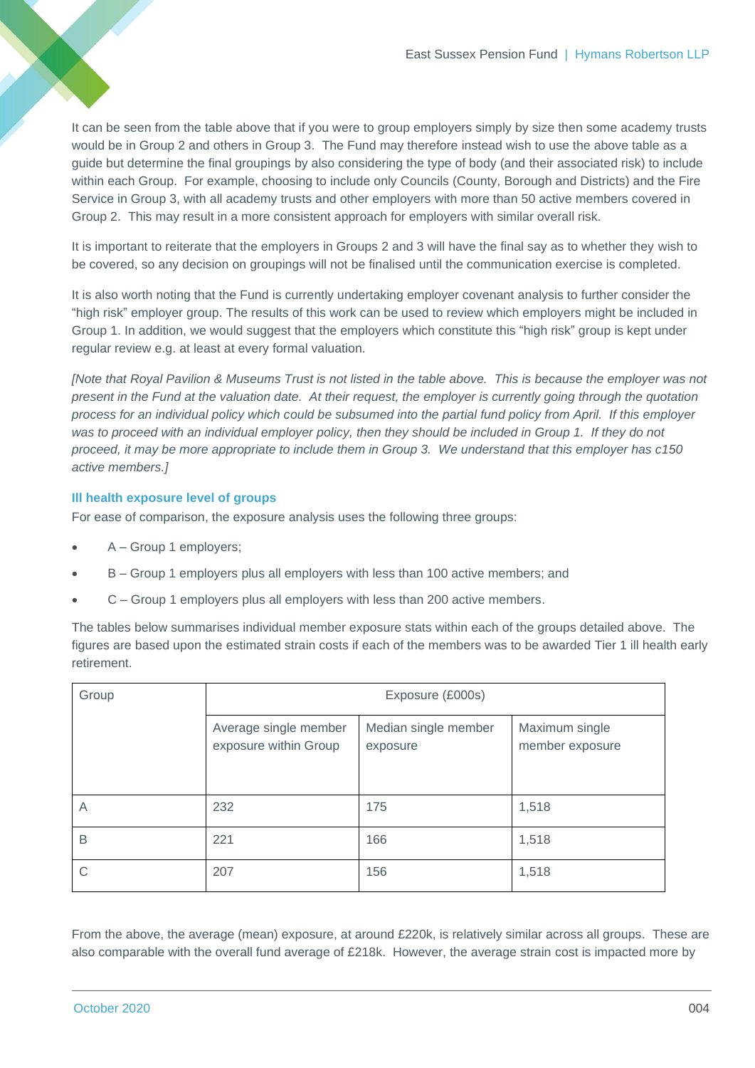It can be seen from the table above that if you were to group employers simply by size then some academy trusts would be in Group 2 and others in Group 3. The Fund may therefore instead wish to use the above table as a guide but determine the final groupings by also considering the type of body (and their associated risk) to include within each Group. For example, choosing to include only Councils (County, Borough and Districts) and the Fire Service in Group 3, with all academy trusts and other employers with more than 50 active members covered in Group 2. This may result in a more consistent approach for employers with similar overall risk.

It is important to reiterate that the employers in Groups 2 and 3 will have the final say as to whether they wish to be covered, so any decision on groupings will not be finalised until the communication exercise is completed.

It is also worth noting that the Fund is currently undertaking employer covenant analysis to further consider the "high risk" employer group. The results of this work can be used to review which employers might be included in Group 1. In addition, we would suggest that the employers which constitute this "high risk" group is kept under regular review e.g. at least at every formal valuation.

*[Note that Royal Pavilion & Museums Trust is not listed in the table above. This is because the employer was not present in the Fund at the valuation date. At their request, the employer is currently going through the quotation process for an individual policy which could be subsumed into the partial fund policy from April. If this employer was to proceed with an individual employer policy, then they should be included in Group 1. If they do not proceed, it may be more appropriate to include them in Group 3. We understand that this employer has c150 active members.]*

### Ill health exposure level of groups

For ease of comparison, the exposure analysis uses the following three groups:

- A – Group 1 employers;
- B – Group 1 employers plus all employers with less than 100 active members; and
- C – Group 1 employers plus all employers with less than 200 active members.

The tables below summarises individual member exposure stats within each of the groups detailed above. The figures are based upon the estimated strain costs if each of the members was to be awarded Tier 1 ill health early retirement.

| Group | Exposure (£000s) | | |
|---|---|---|---|
| | Average single member exposure within Group | Median single member exposure | Maximum single member exposure |
| A | 232 | 175 | 1,518 |
| B | 221 | 166 | 1,518 |
| C | 207 | 156 | 1,518 |

From the above, the average (mean) exposure, at around £220k, is relatively similar across all groups. These are also comparable with the overall fund average of £218k. However, the average strain cost is impacted more by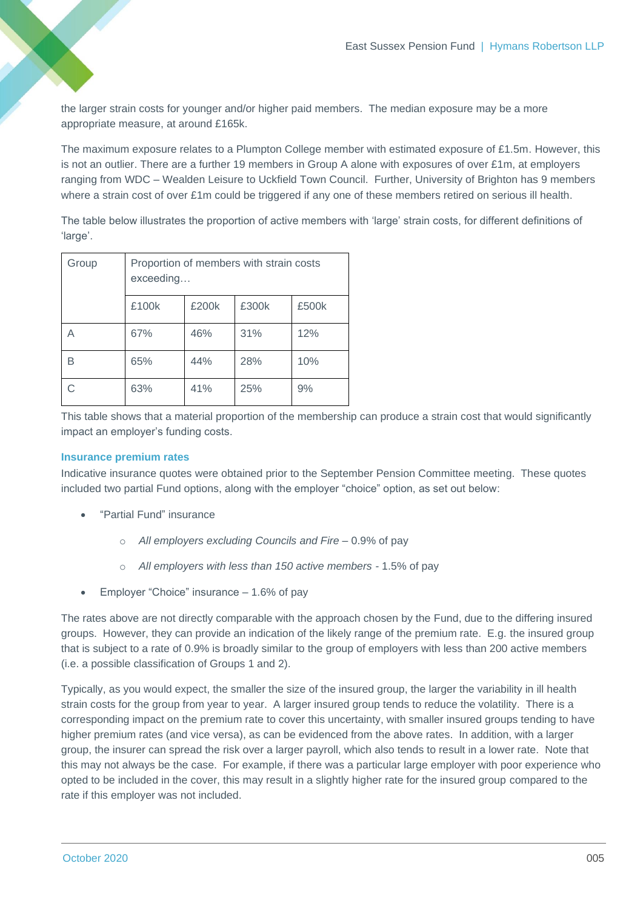the larger strain costs for younger and/or higher paid members. The median exposure may be a more appropriate measure, at around £165k.

The maximum exposure relates to a Plumpton College member with estimated exposure of £1.5m. However, this is not an outlier. There are a further 19 members in Group A alone with exposures of over £1m, at employers ranging from WDC – Wealden Leisure to Uckfield Town Council. Further, University of Brighton has 9 members where a strain cost of over £1m could be triggered if any one of these members retired on serious ill health.

The table below illustrates the proportion of active members with 'large' strain costs, for different definitions of 'large'.

| Group | Proportion of members with strain costs exceeding… | | | |
|---|---|---|---|---|
| | £100k | £200k | £300k | £500k |
| A | 67% | 46% | 31% | 12% |
| B | 65% | 44% | 28% | 10% |
| C | 63% | 41% | 25% | 9% |

This table shows that a material proportion of the membership can produce a strain cost that would significantly impact an employer's funding costs.

### Insurance premium rates

Indicative insurance quotes were obtained prior to the September Pension Committee meeting. These quotes included two partial Fund options, along with the employer "choice" option, as set out below:

- "Partial Fund" insurance
  - *All employers excluding Councils and Fire* – 0.9% of pay
  - *All employers with less than 150 active members* - 1.5% of pay
- Employer "Choice" insurance – 1.6% of pay

The rates above are not directly comparable with the approach chosen by the Fund, due to the differing insured groups. However, they can provide an indication of the likely range of the premium rate. E.g. the insured group that is subject to a rate of 0.9% is broadly similar to the group of employers with less than 200 active members (i.e. a possible classification of Groups 1 and 2).

Typically, as you would expect, the smaller the size of the insured group, the larger the variability in ill health strain costs for the group from year to year. A larger insured group tends to reduce the volatility. There is a corresponding impact on the premium rate to cover this uncertainty, with smaller insured groups tending to have higher premium rates (and vice versa), as can be evidenced from the above rates. In addition, with a larger group, the insurer can spread the risk over a larger payroll, which also tends to result in a lower rate. Note that this may not always be the case. For example, if there was a particular large employer with poor experience who opted to be included in the cover, this may result in a slightly higher rate for the insured group compared to the rate if this employer was not included.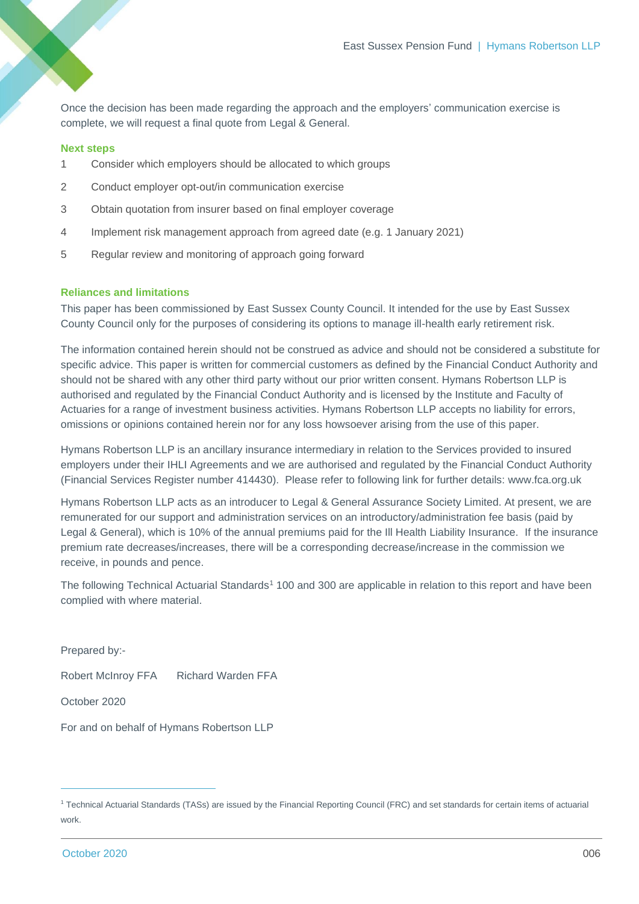Once the decision has been made regarding the approach and the employers' communication exercise is complete, we will request a final quote from Legal & General.

**Next steps**

1. Consider which employers should be allocated to which groups
2. Conduct employer opt-out/in communication exercise
3. Obtain quotation from insurer based on final employer coverage
4. Implement risk management approach from agreed date (e.g. 1 January 2021)
5. Regular review and monitoring of approach going forward

**Reliances and limitations**

This paper has been commissioned by East Sussex County Council. It intended for the use by East Sussex County Council only for the purposes of considering its options to manage ill-health early retirement risk.

The information contained herein should not be construed as advice and should not be considered a substitute for specific advice. This paper is written for commercial customers as defined by the Financial Conduct Authority and should not be shared with any other third party without our prior written consent. Hymans Robertson LLP is authorised and regulated by the Financial Conduct Authority and is licensed by the Institute and Faculty of Actuaries for a range of investment business activities. Hymans Robertson LLP accepts no liability for errors, omissions or opinions contained herein nor for any loss howsoever arising from the use of this paper.

Hymans Robertson LLP is an ancillary insurance intermediary in relation to the Services provided to insured employers under their IHLI Agreements and we are authorised and regulated by the Financial Conduct Authority (Financial Services Register number 414430). Please refer to following link for further details: www.fca.org.uk

Hymans Robertson LLP acts as an introducer to Legal & General Assurance Society Limited. At present, we are remunerated for our support and administration services on an introductory/administration fee basis (paid by Legal & General), which is 10% of the annual premiums paid for the Ill Health Liability Insurance. If the insurance premium rate decreases/increases, there will be a corresponding decrease/increase in the commission we receive, in pounds and pence.

The following Technical Actuarial Standards[1] 100 and 300 are applicable in relation to this report and have been complied with where material.

Prepared by:-

Robert McInroy FFA  Richard Warden FFA

October 2020

For and on behalf of Hymans Robertson LLP

[1] Technical Actuarial Standards (TASs) are issued by the Financial Reporting Council (FRC) and set standards for certain items of actuarial work.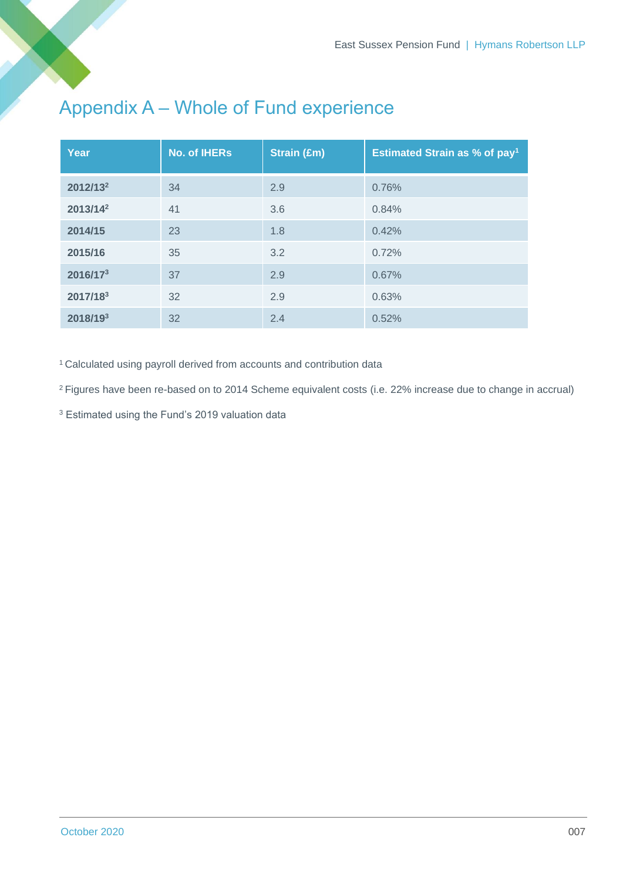# Appendix A – Whole of Fund experience

| Year | No. of IHERs | Strain (£m) | Estimated Strain as % of pay[1] |
|---|---|---|---|
| 2012/13[2] | 34 | 2.9 | 0.76% |
| 2013/14[2] | 41 | 3.6 | 0.84% |
| 2014/15 | 23 | 1.8 | 0.42% |
| 2015/16 | 35 | 3.2 | 0.72% |
| 2016/17[3] | 37 | 2.9 | 0.67% |
| 2017/18[3] | 32 | 2.9 | 0.63% |
| 2018/19[3] | 32 | 2.4 | 0.52% |

[1] Calculated using payroll derived from accounts and contribution data

[2] Figures have been re-based on to 2014 Scheme equivalent costs (i.e. 22% increase due to change in accrual)

[3] Estimated using the Fund's 2019 valuation data